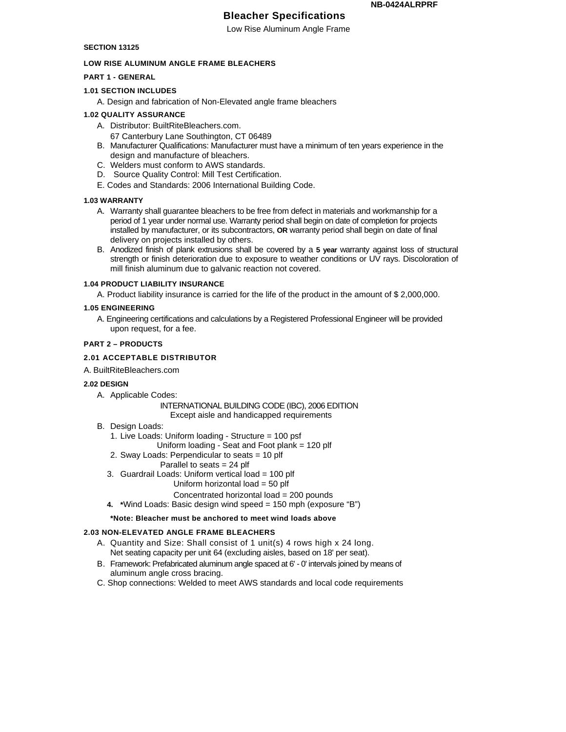NB-0424ALRPRF

# Bleacher Specifications

Low Rise Aluminum Angle Frame

**SECTION 13125**

**LOW RISE ALUMINUM ANGLE FRAME BLEACHERS**

## PART 1 - GENERAL

### 1.01 SECTION INCLUDES

A. Design and fabrication of Non-Elevated angle frame bleachers

### 1.02 QUALITY ASSURANCE

A. Distributor: BuiltRiteBleachers.com.
   67 Canterbury Lane Southington, CT 06489
B. Manufacturer Qualifications: Manufacturer must have a minimum of ten years experience in the design and manufacture of bleachers.
C. Welders must conform to AWS standards.
D. Source Quality Control: Mill Test Certification.
E. Codes and Standards: 2006 International Building Code.

### 1.03 WARRANTY

A. Warranty shall guarantee bleachers to be free from defect in materials and workmanship for a period of 1 year under normal use. Warranty period shall begin on date of completion for projects installed by manufacturer, or its subcontractors, **OR** warranty period shall begin on date of final delivery on projects installed by others.
B. Anodized finish of plank extrusions shall be covered by a **5 year** warranty against loss of structural strength or finish deterioration due to exposure to weather conditions or UV rays. Discoloration of mill finish aluminum due to galvanic reaction not covered.

### 1.04 PRODUCT LIABILITY INSURANCE

A. Product liability insurance is carried for the life of the product in the amount of $ 2,000,000.

### 1.05 ENGINEERING

A. Engineering certifications and calculations by a Registered Professional Engineer will be provided upon request, for a fee.

## PART 2 – PRODUCTS

### 2.01 ACCEPTABLE DISTRIBUTOR

A. BuiltRiteBleachers.com

### 2.02 DESIGN

A. Applicable Codes:
   INTERNATIONAL BUILDING CODE (IBC), 2006 EDITION
   Except aisle and handicapped requirements
B. Design Loads:
   1. Live Loads: Uniform loading - Structure = 100 psf
      Uniform loading - Seat and Foot plank = 120 plf
   2. Sway Loads: Perpendicular to seats = 10 plf
      Parallel to seats = 24 plf
   3. Guardrail Loads: Uniform vertical load = 100 plf
      Uniform horizontal load = 50 plf
      Concentrated horizontal load = 200 pounds
   4. *Wind Loads: Basic design wind speed = 150 mph (exposure "B")

   **\*Note: Bleacher must be anchored to meet wind loads above**

### 2.03 NON-ELEVATED ANGLE FRAME BLEACHERS

A. Quantity and Size: Shall consist of 1 unit(s) 4 rows high x 24 long.
   Net seating capacity per unit 64 (excluding aisles, based on 18' per seat).
B. Framework: Prefabricated aluminum angle spaced at 6' - 0' intervals joined by means of aluminum angle cross bracing.
C. Shop connections: Welded to meet AWS standards and local code requirements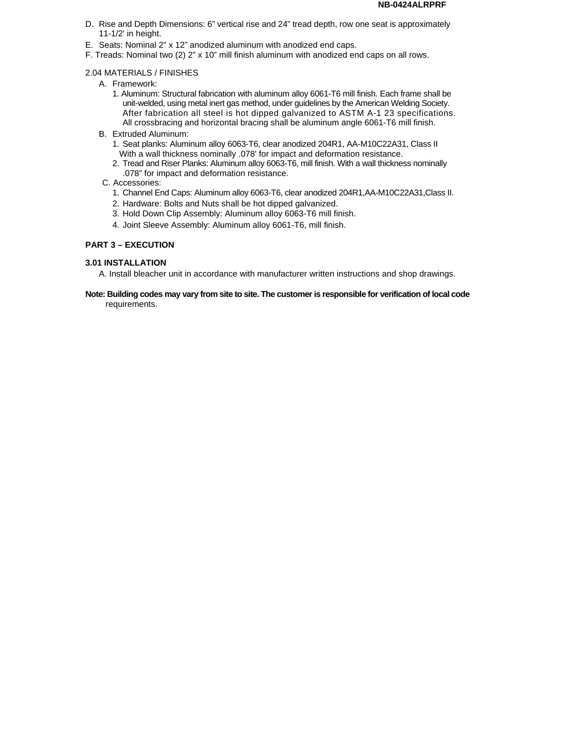D. Rise and Depth Dimensions: 6” vertical rise and 24” tread depth, row one seat is approximately 11-1/2' in height.

E. Seats: Nominal 2” x 12” anodized aluminum with anodized end caps.

F. Treads: Nominal two (2) 2” x 10” mill finish aluminum with anodized end caps on all rows.

2.04 MATERIALS / FINISHES

A. Framework:

1. Aluminum: Structural fabrication with aluminum alloy 6061-T6 mill finish. Each frame shall be unit-welded, using metal inert gas method, under guidelines by the American Welding Society. After fabrication all steel is hot dipped galvanized to ASTM A-1 23 specifications. All crossbracing and horizontal bracing shall be aluminum angle 6061-T6 mill finish.

B. Extruded Aluminum:

1. Seat planks: Aluminum alloy 6063-T6, clear anodized 204R1, AA-M10C22A31, Class II With a wall thickness nominally .078' for impact and deformation resistance.
2. Tread and Riser Planks: Aluminum alloy 6063-T6, mill finish. With a wall thickness nominally .078” for impact and deformation resistance.

C. Accessories:

1. Channel End Caps: Aluminum alloy 6063-T6, clear anodized 204R1,AA-M10C22A31,Class II.
2. Hardware: Bolts and Nuts shall be hot dipped galvanized.
3. Hold Down Clip Assembly: Aluminum alloy 6063-T6 mill finish.
4. Joint Sleeve Assembly: Aluminum alloy 6061-T6, mill finish.

**PART 3 – EXECUTION**

**3.01 INSTALLATION**

A. Install bleacher unit in accordance with manufacturer written instructions and shop drawings.

**Note: Building codes may vary from site to site. The customer is responsible for verification of local code** requirements.